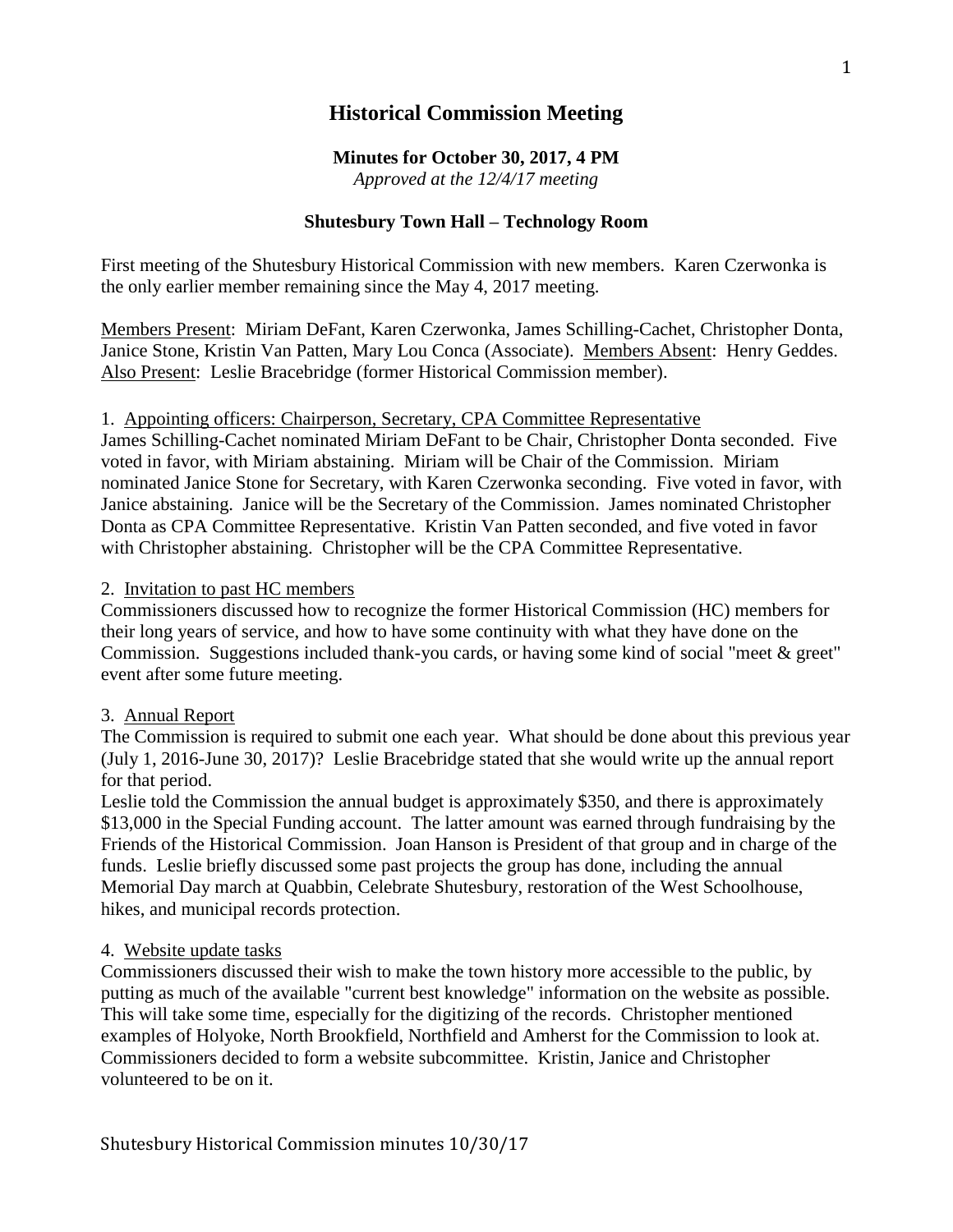# Historical Commission Meeting

**Minutes for October 30, 2017, 4 PM**
*Approved at the 12/4/17 meeting*

**Shutesbury Town Hall – Technology Room**

First meeting of the Shutesbury Historical Commission with new members. Karen Czerwonka is the only earlier member remaining since the May 4, 2017 meeting.

Members Present: Miriam DeFant, Karen Czerwonka, James Schilling-Cachet, Christopher Donta, Janice Stone, Kristin Van Patten, Mary Lou Conca (Associate). Members Absent: Henry Geddes. Also Present: Leslie Bracebridge (former Historical Commission member).

1. Appointing officers: Chairperson, Secretary, CPA Committee Representative

James Schilling-Cachet nominated Miriam DeFant to be Chair, Christopher Donta seconded. Five voted in favor, with Miriam abstaining. Miriam will be Chair of the Commission. Miriam nominated Janice Stone for Secretary, with Karen Czerwonka seconding. Five voted in favor, with Janice abstaining. Janice will be the Secretary of the Commission. James nominated Christopher Donta as CPA Committee Representative. Kristin Van Patten seconded, and five voted in favor with Christopher abstaining. Christopher will be the CPA Committee Representative.

2. Invitation to past HC members

Commissioners discussed how to recognize the former Historical Commission (HC) members for their long years of service, and how to have some continuity with what they have done on the Commission. Suggestions included thank-you cards, or having some kind of social "meet & greet" event after some future meeting.

3. Annual Report

The Commission is required to submit one each year. What should be done about this previous year (July 1, 2016-June 30, 2017)? Leslie Bracebridge stated that she would write up the annual report for that period.

Leslie told the Commission the annual budget is approximately $350, and there is approximately $13,000 in the Special Funding account. The latter amount was earned through fundraising by the Friends of the Historical Commission. Joan Hanson is President of that group and in charge of the funds. Leslie briefly discussed some past projects the group has done, including the annual Memorial Day march at Quabbin, Celebrate Shutesbury, restoration of the West Schoolhouse, hikes, and municipal records protection.

4. Website update tasks

Commissioners discussed their wish to make the town history more accessible to the public, by putting as much of the available "current best knowledge" information on the website as possible. This will take some time, especially for the digitizing of the records. Christopher mentioned examples of Holyoke, North Brookfield, Northfield and Amherst for the Commission to look at. Commissioners decided to form a website subcommittee. Kristin, Janice and Christopher volunteered to be on it.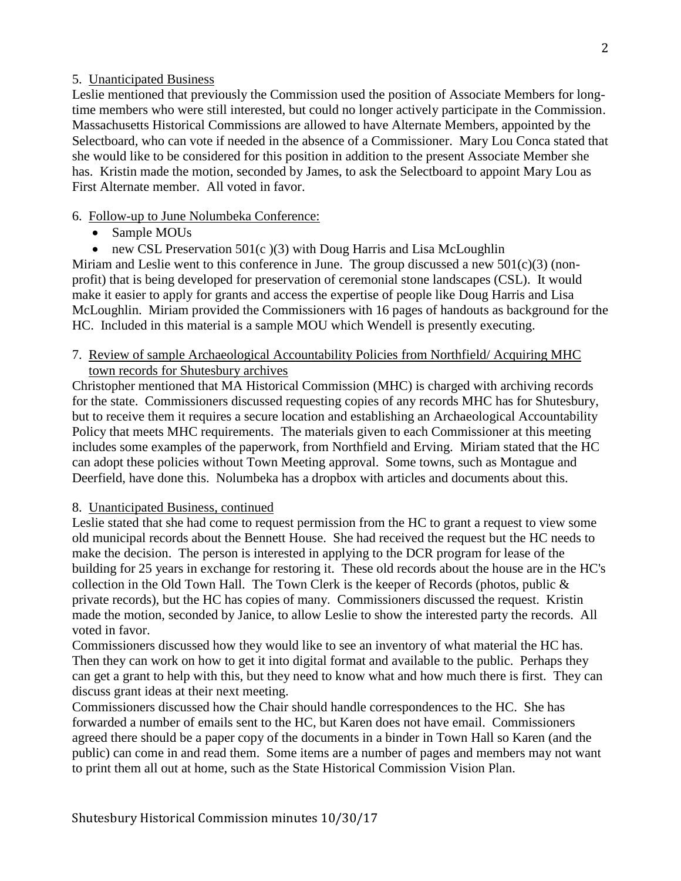5. Unanticipated Business

Leslie mentioned that previously the Commission used the position of Associate Members for long-time members who were still interested, but could no longer actively participate in the Commission. Massachusetts Historical Commissions are allowed to have Alternate Members, appointed by the Selectboard, who can vote if needed in the absence of a Commissioner. Mary Lou Conca stated that she would like to be considered for this position in addition to the present Associate Member she has. Kristin made the motion, seconded by James, to ask the Selectboard to appoint Mary Lou as First Alternate member. All voted in favor.

6. Follow-up to June Nolumbeka Conference:

- Sample MOUs
- new CSL Preservation 501(c )(3) with Doug Harris and Lisa McLoughlin

Miriam and Leslie went to this conference in June. The group discussed a new 501(c)(3) (non-profit) that is being developed for preservation of ceremonial stone landscapes (CSL). It would make it easier to apply for grants and access the expertise of people like Doug Harris and Lisa McLoughlin. Miriam provided the Commissioners with 16 pages of handouts as background for the HC. Included in this material is a sample MOU which Wendell is presently executing.

7. Review of sample Archaeological Accountability Policies from Northfield/ Acquiring MHC town records for Shutesbury archives

Christopher mentioned that MA Historical Commission (MHC) is charged with archiving records for the state. Commissioners discussed requesting copies of any records MHC has for Shutesbury, but to receive them it requires a secure location and establishing an Archaeological Accountability Policy that meets MHC requirements. The materials given to each Commissioner at this meeting includes some examples of the paperwork, from Northfield and Erving. Miriam stated that the HC can adopt these policies without Town Meeting approval. Some towns, such as Montague and Deerfield, have done this. Nolumbeka has a dropbox with articles and documents about this.

8. Unanticipated Business, continued

Leslie stated that she had come to request permission from the HC to grant a request to view some old municipal records about the Bennett House. She had received the request but the HC needs to make the decision. The person is interested in applying to the DCR program for lease of the building for 25 years in exchange for restoring it. These old records about the house are in the HC's collection in the Old Town Hall. The Town Clerk is the keeper of Records (photos, public & private records), but the HC has copies of many. Commissioners discussed the request. Kristin made the motion, seconded by Janice, to allow Leslie to show the interested party the records. All voted in favor.

Commissioners discussed how they would like to see an inventory of what material the HC has. Then they can work on how to get it into digital format and available to the public. Perhaps they can get a grant to help with this, but they need to know what and how much there is first. They can discuss grant ideas at their next meeting.

Commissioners discussed how the Chair should handle correspondences to the HC. She has forwarded a number of emails sent to the HC, but Karen does not have email. Commissioners agreed there should be a paper copy of the documents in a binder in Town Hall so Karen (and the public) can come in and read them. Some items are a number of pages and members may not want to print them all out at home, such as the State Historical Commission Vision Plan.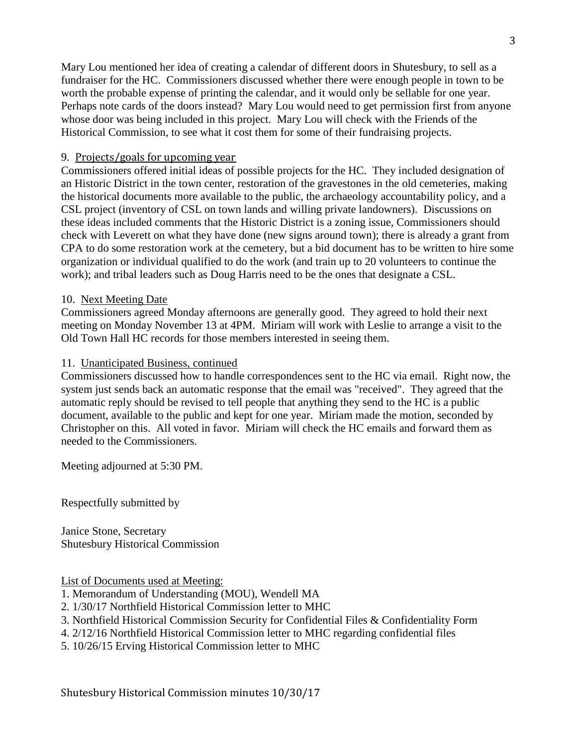Mary Lou mentioned her idea of creating a calendar of different doors in Shutesbury, to sell as a fundraiser for the HC. Commissioners discussed whether there were enough people in town to be worth the probable expense of printing the calendar, and it would only be sellable for one year. Perhaps note cards of the doors instead? Mary Lou would need to get permission first from anyone whose door was being included in this project. Mary Lou will check with the Friends of the Historical Commission, to see what it cost them for some of their fundraising projects.

9. Projects/goals for upcoming year

Commissioners offered initial ideas of possible projects for the HC. They included designation of an Historic District in the town center, restoration of the gravestones in the old cemeteries, making the historical documents more available to the public, the archaeology accountability policy, and a CSL project (inventory of CSL on town lands and willing private landowners). Discussions on these ideas included comments that the Historic District is a zoning issue, Commissioners should check with Leverett on what they have done (new signs around town); there is already a grant from CPA to do some restoration work at the cemetery, but a bid document has to be written to hire some organization or individual qualified to do the work (and train up to 20 volunteers to continue the work); and tribal leaders such as Doug Harris need to be the ones that designate a CSL.

10. Next Meeting Date

Commissioners agreed Monday afternoons are generally good. They agreed to hold their next meeting on Monday November 13 at 4PM. Miriam will work with Leslie to arrange a visit to the Old Town Hall HC records for those members interested in seeing them.

11. Unanticipated Business, continued

Commissioners discussed how to handle correspondences sent to the HC via email. Right now, the system just sends back an automatic response that the email was "received". They agreed that the automatic reply should be revised to tell people that anything they send to the HC is a public document, available to the public and kept for one year. Miriam made the motion, seconded by Christopher on this. All voted in favor. Miriam will check the HC emails and forward them as needed to the Commissioners.

Meeting adjourned at 5:30 PM.

Respectfully submitted by

Janice Stone, Secretary
Shutesbury Historical Commission

List of Documents used at Meeting:

1. Memorandum of Understanding (MOU), Wendell MA
2. 1/30/17 Northfield Historical Commission letter to MHC
3. Northfield Historical Commission Security for Confidential Files & Confidentiality Form
4. 2/12/16 Northfield Historical Commission letter to MHC regarding confidential files
5. 10/26/15 Erving Historical Commission letter to MHC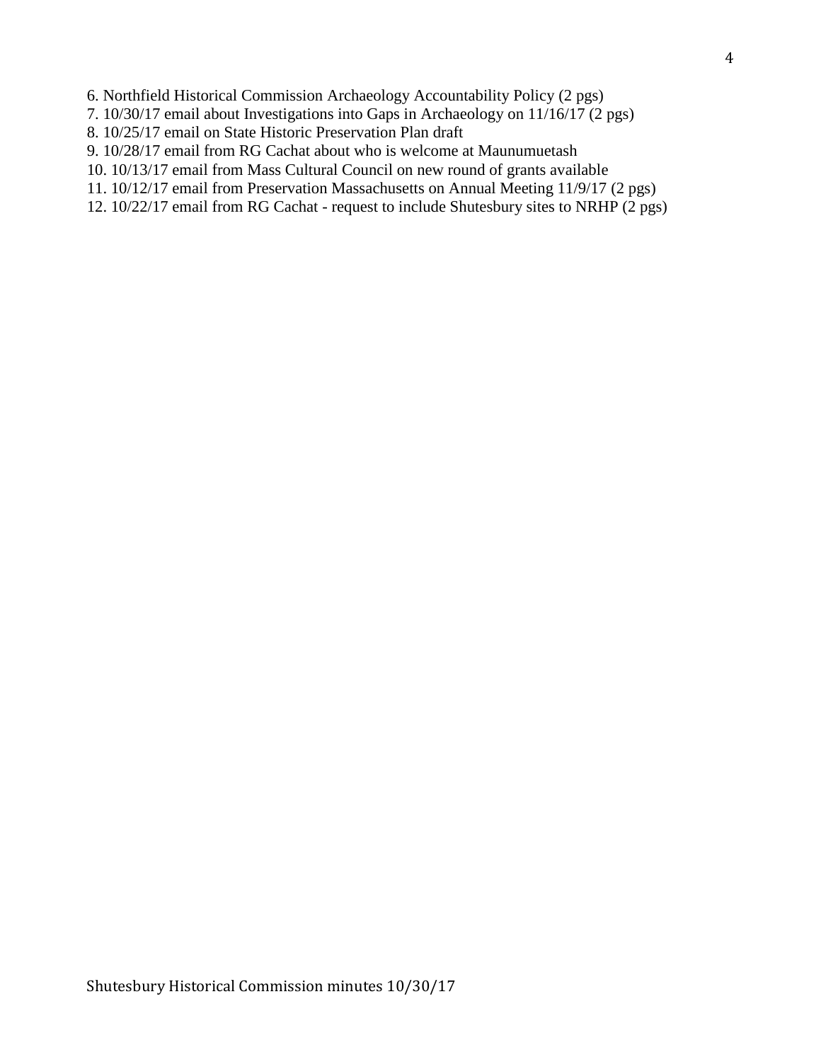6. Northfield Historical Commission Archaeology Accountability Policy (2 pgs)
7. 10/30/17 email about Investigations into Gaps in Archaeology on 11/16/17 (2 pgs)
8. 10/25/17 email on State Historic Preservation Plan draft
9. 10/28/17 email from RG Cachat about who is welcome at Maunumuetash
10. 10/13/17 email from Mass Cultural Council on new round of grants available
11. 10/12/17 email from Preservation Massachusetts on Annual Meeting 11/9/17 (2 pgs)
12. 10/22/17 email from RG Cachat - request to include Shutesbury sites to NRHP (2 pgs)